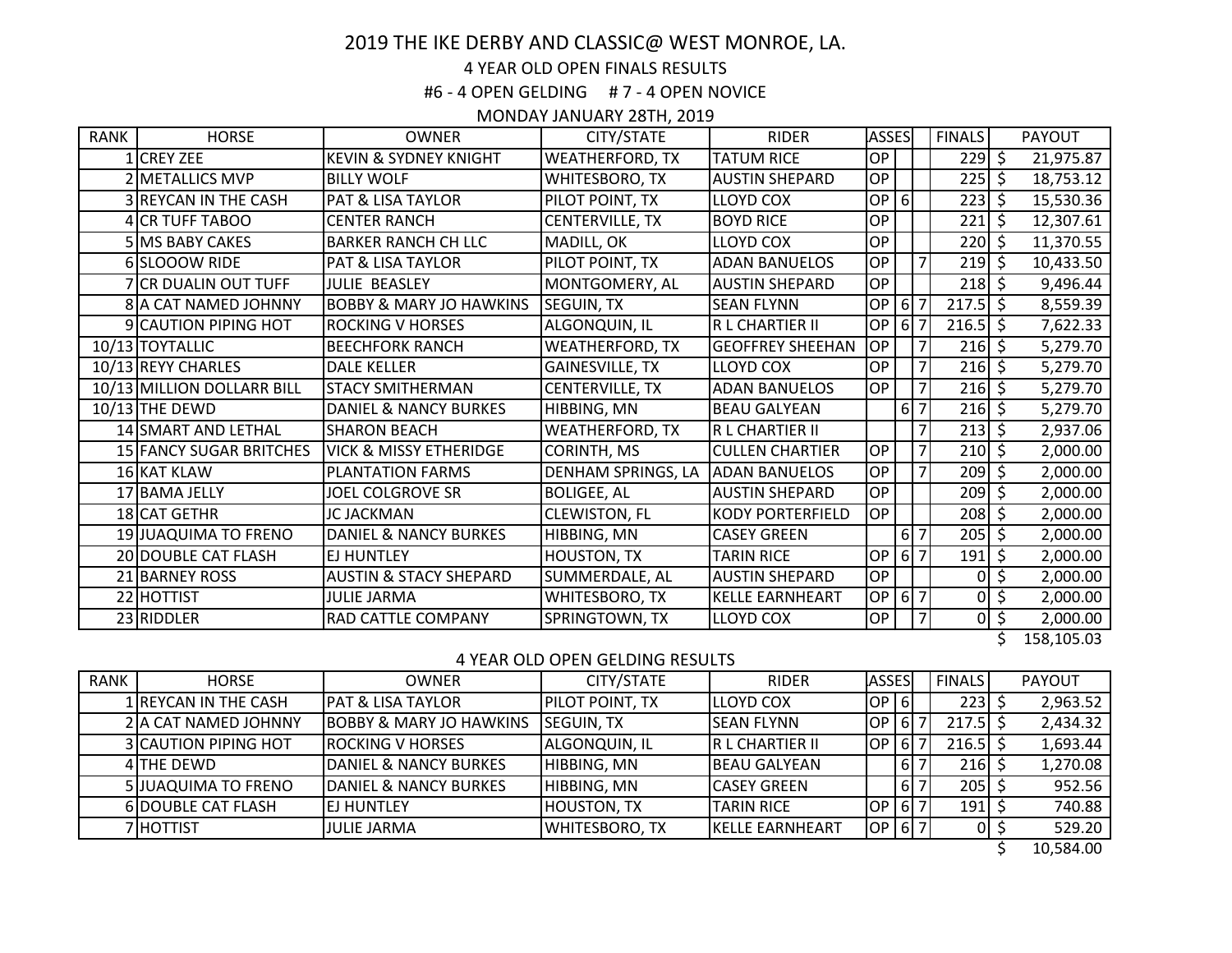# 2019 THE IKE DERBY AND CLASSIC@ WEST MONROE, LA.

## 4 YEAR OLD OPEN FINALS RESULTS

### #6 - 4 OPEN GELDING # 7 - 4 OPEN NOVICE

MONDAY JANUARY 28TH, 2019

| RANK | HORSE | OWNER | CITY/STATE | RIDER | ASSES | | | FINALS | PAYOUT |
|---|---|---|---|---|---|---|---|---|---|
| 1 | CREY ZEE | KEVIN & SYDNEY KNIGHT | WEATHERFORD, TX | TATUM RICE | OP | | | 229 | $ 21,975.87 |
| 2 | METALLICS MVP | BILLY WOLF | WHITESBORO, TX | AUSTIN SHEPARD | OP | | | 225 | $ 18,753.12 |
| 3 | REYCAN IN THE CASH | PAT & LISA TAYLOR | PILOT POINT, TX | LLOYD COX | OP | 6 | | 223 | $ 15,530.36 |
| 4 | CR TUFF TABOO | CENTER RANCH | CENTERVILLE, TX | BOYD RICE | OP | | | 221 | $ 12,307.61 |
| 5 | MS BABY CAKES | BARKER RANCH CH LLC | MADILL, OK | LLOYD COX | OP | | | 220 | $ 11,370.55 |
| 6 | SLOOOW RIDE | PAT & LISA TAYLOR | PILOT POINT, TX | ADAN BANUELOS | OP | | 7 | 219 | $ 10,433.50 |
| 7 | CR DUALIN OUT TUFF | JULIE BEASLEY | MONTGOMERY, AL | AUSTIN SHEPARD | OP | | | 218 | $ 9,496.44 |
| 8 | A CAT NAMED JOHNNY | BOBBY & MARY JO HAWKINS | SEGUIN, TX | SEAN FLYNN | OP | 6 | 7 | 217.5 | $ 8,559.39 |
| 9 | CAUTION PIPING HOT | ROCKING V HORSES | ALGONQUIN, IL | R L CHARTIER II | OP | 6 | 7 | 216.5 | $ 7,622.33 |
| 10/13 | TOYTALLIC | BEECHFORK RANCH | WEATHERFORD, TX | GEOFFREY SHEEHAN | OP | | 7 | 216 | $ 5,279.70 |
| 10/13 | REYY CHARLES | DALE KELLER | GAINESVILLE, TX | LLOYD COX | OP | | 7 | 216 | $ 5,279.70 |
| 10/13 | MILLION DOLLARR BILL | STACY SMITHERMAN | CENTERVILLE, TX | ADAN BANUELOS | OP | | 7 | 216 | $ 5,279.70 |
| 10/13 | THE DEWD | DANIEL & NANCY BURKES | HIBBING, MN | BEAU GALYEAN | | 6 | 7 | 216 | $ 5,279.70 |
| 14 | SMART AND LETHAL | SHARON BEACH | WEATHERFORD, TX | R L CHARTIER II | | | 7 | 213 | $ 2,937.06 |
| 15 | FANCY SUGAR BRITCHES | VICK & MISSY ETHERIDGE | CORINTH, MS | CULLEN CHARTIER | OP | | 7 | 210 | $ 2,000.00 |
| 16 | KAT KLAW | PLANTATION FARMS | DENHAM SPRINGS, LA | ADAN BANUELOS | OP | | 7 | 209 | $ 2,000.00 |
| 17 | BAMA JELLY | JOEL COLGROVE SR | BOLIGEE, AL | AUSTIN SHEPARD | OP | | | 209 | $ 2,000.00 |
| 18 | CAT GETHR | JC JACKMAN | CLEWISTON, FL | KODY PORTERFIELD | OP | | | 208 | $ 2,000.00 |
| 19 | JUAQUIMA TO FRENO | DANIEL & NANCY BURKES | HIBBING, MN | CASEY GREEN | | 6 | 7 | 205 | $ 2,000.00 |
| 20 | DOUBLE CAT FLASH | EJ HUNTLEY | HOUSTON, TX | TARIN RICE | OP | 6 | 7 | 191 | $ 2,000.00 |
| 21 | BARNEY ROSS | AUSTIN & STACY SHEPARD | SUMMERDALE, AL | AUSTIN SHEPARD | OP | | | 0 | $ 2,000.00 |
| 22 | HOTTIST | JULIE JARMA | WHITESBORO, TX | KELLE EARNHEART | OP | 6 | 7 | 0 | $ 2,000.00 |
| 23 | RIDDLER | RAD CATTLE COMPANY | SPRINGTOWN, TX | LLOYD COX | OP | | 7 | 0 | $ 2,000.00 |
| | | | | | | | | | $ 158,105.03 |

## 4 YEAR OLD OPEN GELDING RESULTS

| RANK | HORSE | OWNER | CITY/STATE | RIDER | ASSES | | | FINALS | PAYOUT |
|---|---|---|---|---|---|---|---|---|---|
| 1 | REYCAN IN THE CASH | PAT & LISA TAYLOR | PILOT POINT, TX | LLOYD COX | OP | 6 | | 223 | $ 2,963.52 |
| 2 | A CAT NAMED JOHNNY | BOBBY & MARY JO HAWKINS | SEGUIN, TX | SEAN FLYNN | OP | 6 | 7 | 217.5 | $ 2,434.32 |
| 3 | CAUTION PIPING HOT | ROCKING V HORSES | ALGONQUIN, IL | R L CHARTIER II | OP | 6 | 7 | 216.5 | $ 1,693.44 |
| 4 | THE DEWD | DANIEL & NANCY BURKES | HIBBING, MN | BEAU GALYEAN | | 6 | 7 | 216 | $ 1,270.08 |
| 5 | JUAQUIMA TO FRENO | DANIEL & NANCY BURKES | HIBBING, MN | CASEY GREEN | | 6 | 7 | 205 | $ 952.56 |
| 6 | DOUBLE CAT FLASH | EJ HUNTLEY | HOUSTON, TX | TARIN RICE | OP | 6 | 7 | 191 | $ 740.88 |
| 7 | HOTTIST | JULIE JARMA | WHITESBORO, TX | KELLE EARNHEART | OP | 6 | 7 | 0 | $ 529.20 |
| | | | | | | | | | $ 10,584.00 |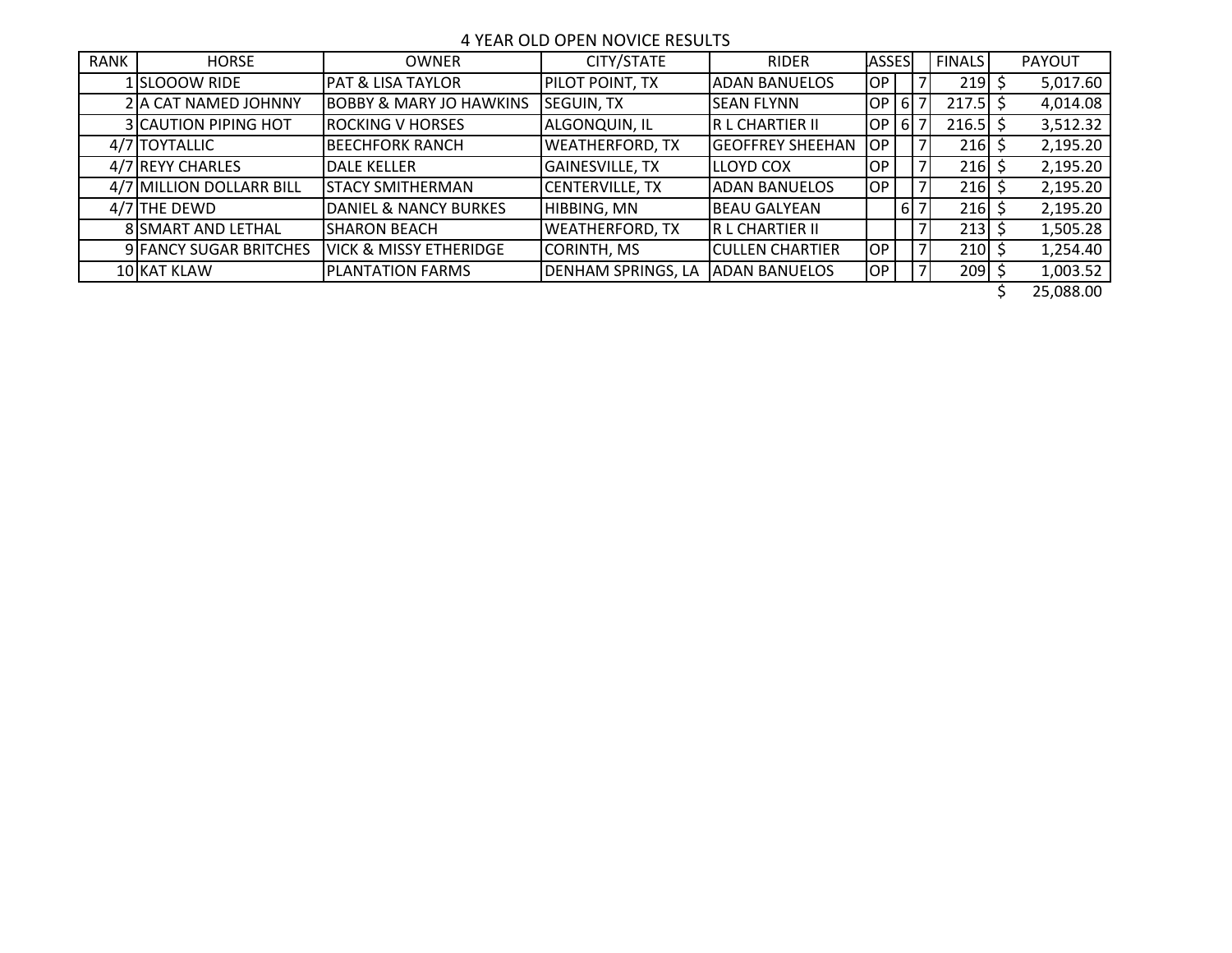4 YEAR OLD OPEN NOVICE RESULTS

| RANK | HORSE | OWNER | CITY/STATE | RIDER | ASSES | | | FINALS | PAYOUT |
|---|---|---|---|---|---|---|---|---|---|
| 1 | SLOOOW RIDE | PAT & LISA TAYLOR | PILOT POINT, TX | ADAN BANUELOS | OP | | 7 | 219 | $ 5,017.60 |
| 2 | A CAT NAMED JOHNNY | BOBBY & MARY JO HAWKINS | SEGUIN, TX | SEAN FLYNN | OP | 6 | 7 | 217.5 | $ 4,014.08 |
| 3 | CAUTION PIPING HOT | ROCKING V HORSES | ALGONQUIN, IL | R L CHARTIER II | OP | 6 | 7 | 216.5 | $ 3,512.32 |
| 4/7 | TOYTALLIC | BEECHFORK RANCH | WEATHERFORD, TX | GEOFFREY SHEEHAN | OP | | 7 | 216 | $ 2,195.20 |
| 4/7 | REYY CHARLES | DALE KELLER | GAINESVILLE, TX | LLOYD COX | OP | | 7 | 216 | $ 2,195.20 |
| 4/7 | MILLION DOLLARR BILL | STACY SMITHERMAN | CENTERVILLE, TX | ADAN BANUELOS | OP | | 7 | 216 | $ 2,195.20 |
| 4/7 | THE DEWD | DANIEL & NANCY BURKES | HIBBING, MN | BEAU GALYEAN | | 6 | 7 | 216 | $ 2,195.20 |
| 8 | SMART AND LETHAL | SHARON BEACH | WEATHERFORD, TX | R L CHARTIER II | | | 7 | 213 | $ 1,505.28 |
| 9 | FANCY SUGAR BRITCHES | VICK & MISSY ETHERIDGE | CORINTH, MS | CULLEN CHARTIER | OP | | 7 | 210 | $ 1,254.40 |
| 10 | KAT KLAW | PLANTATION FARMS | DENHAM SPRINGS, LA | ADAN BANUELOS | OP | | 7 | 209 | $ 1,003.52 |
| | | | | | | | | | $ 25,088.00 |